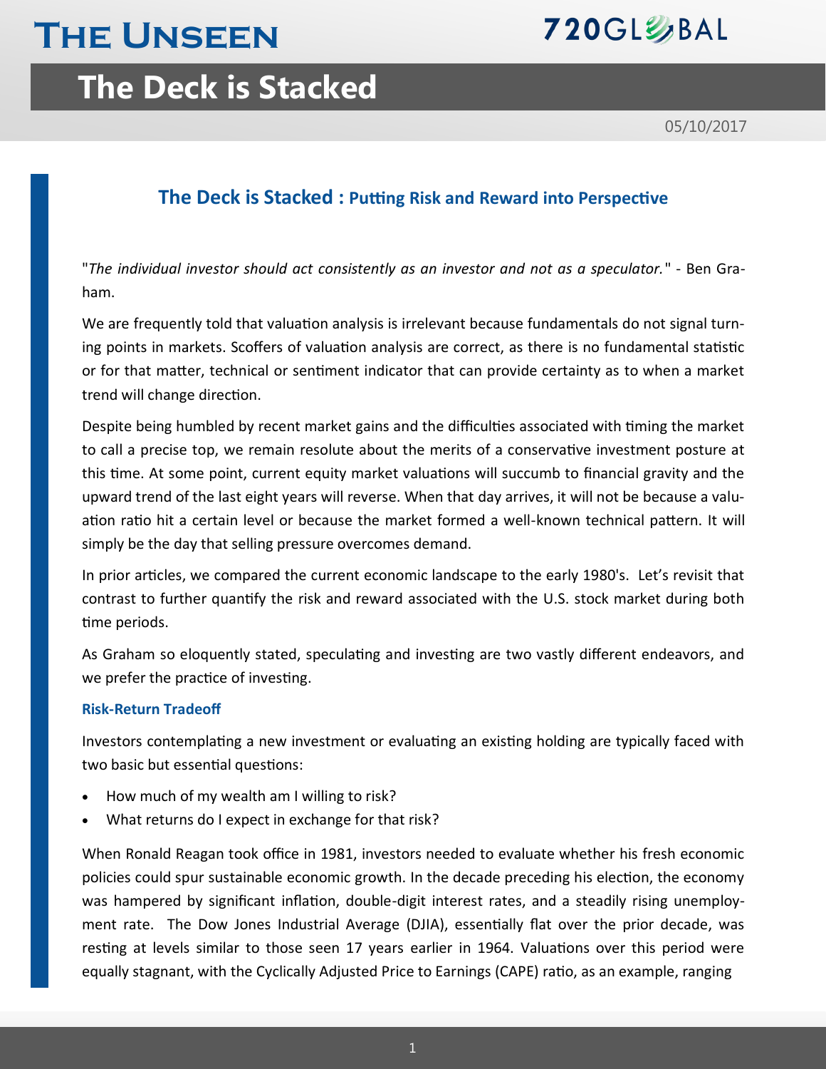# The Deck is Stacked

05/10/2017

## The Deck is Stacked : Putting Risk and Reward into Perspective

"*The individual investor should act consistently as an investor and not as a speculator.*" - Ben Graham.

We are frequently told that valuation analysis is irrelevant because fundamentals do not signal turning points in markets. Scoffers of valuation analysis are correct, as there is no fundamental statistic or for that matter, technical or sentiment indicator that can provide certainty as to when a market trend will change direction.

Despite being humbled by recent market gains and the difficulties associated with timing the market to call a precise top, we remain resolute about the merits of a conservative investment posture at this time. At some point, current equity market valuations will succumb to financial gravity and the upward trend of the last eight years will reverse. When that day arrives, it will not be because a valuation ratio hit a certain level or because the market formed a well-known technical pattern. It will simply be the day that selling pressure overcomes demand.

In prior articles, we compared the current economic landscape to the early 1980's. Let's revisit that contrast to further quantify the risk and reward associated with the U.S. stock market during both time periods.

As Graham so eloquently stated, speculating and investing are two vastly different endeavors, and we prefer the practice of investing.

### Risk-Return Tradeoff

Investors contemplating a new investment or evaluating an existing holding are typically faced with two basic but essential questions:

- How much of my wealth am I willing to risk?
- What returns do I expect in exchange for that risk?

When Ronald Reagan took office in 1981, investors needed to evaluate whether his fresh economic policies could spur sustainable economic growth. In the decade preceding his election, the economy was hampered by significant inflation, double-digit interest rates, and a steadily rising unemployment rate. The Dow Jones Industrial Average (DJIA), essentially flat over the prior decade, was resting at levels similar to those seen 17 years earlier in 1964. Valuations over this period were equally stagnant, with the Cyclically Adjusted Price to Earnings (CAPE) ratio, as an example, ranging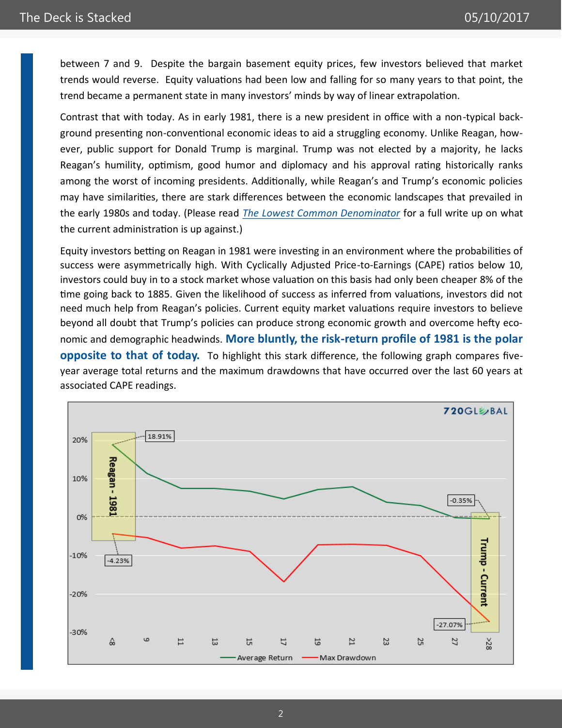between 7 and 9. Despite the bargain basement equity prices, few investors believed that market trends would reverse. Equity valuations had been low and falling for so many years to that point, the trend became a permanent state in many investors' minds by way of linear extrapolation.

Contrast that with today. As in early 1981, there is a new president in office with a non-typical background presenting non-conventional economic ideas to aid a struggling economy. Unlike Reagan, however, public support for Donald Trump is marginal. Trump was not elected by a majority, he lacks Reagan's humility, optimism, good humor and diplomacy and his approval rating historically ranks among the worst of incoming presidents. Additionally, while Reagan's and Trump's economic policies may have similarities, there are stark differences between the economic landscapes that prevailed in the early 1980s and today. (Please read *The Lowest Common Denominator* for a full write up on what the current administration is up against.)

Equity investors betting on Reagan in 1981 were investing in an environment where the probabilities of success were asymmetrically high. With Cyclically Adjusted Price-to-Earnings (CAPE) ratios below 10, investors could buy in to a stock market whose valuation on this basis had only been cheaper 8% of the time going back to 1885. Given the likelihood of success as inferred from valuations, investors did not need much help from Reagan's policies. Current equity market valuations require investors to believe beyond all doubt that Trump's policies can produce strong economic growth and overcome hefty economic and demographic headwinds. **More bluntly, the risk-return profile of 1981 is the polar opposite to that of today.** To highlight this stark difference, the following graph compares five-year average total returns and the maximum drawdowns that have occurred over the last 60 years at associated CAPE readings.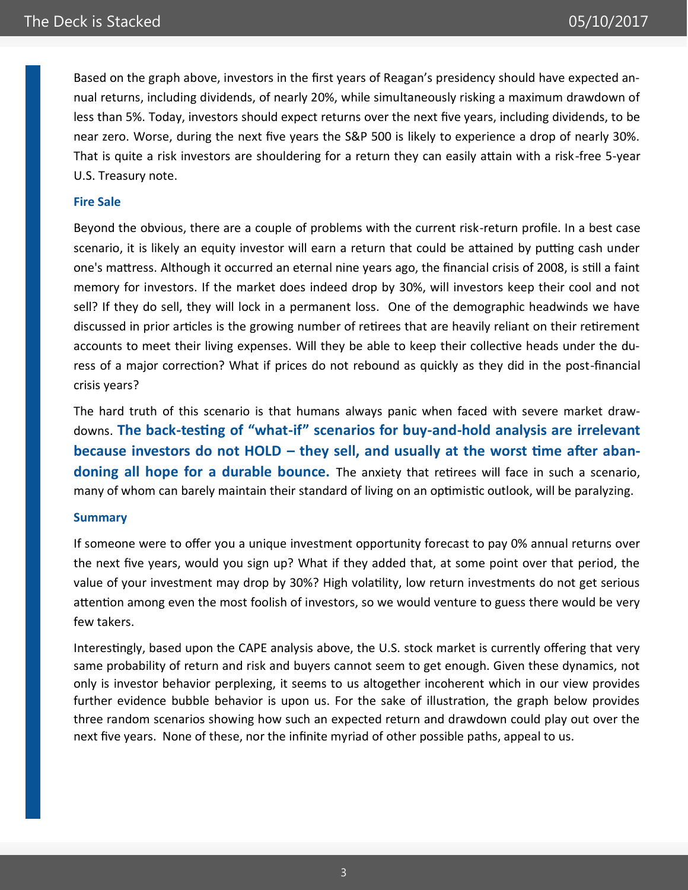Based on the graph above, investors in the first years of Reagan's presidency should have expected annual returns, including dividends, of nearly 20%, while simultaneously risking a maximum drawdown of less than 5%. Today, investors should expect returns over the next five years, including dividends, to be near zero. Worse, during the next five years the S&P 500 is likely to experience a drop of nearly 30%. That is quite a risk investors are shouldering for a return they can easily attain with a risk-free 5-year U.S. Treasury note.

### Fire Sale

Beyond the obvious, there are a couple of problems with the current risk-return profile. In a best case scenario, it is likely an equity investor will earn a return that could be attained by putting cash under one's mattress. Although it occurred an eternal nine years ago, the financial crisis of 2008, is still a faint memory for investors. If the market does indeed drop by 30%, will investors keep their cool and not sell? If they do sell, they will lock in a permanent loss. One of the demographic headwinds we have discussed in prior articles is the growing number of retirees that are heavily reliant on their retirement accounts to meet their living expenses. Will they be able to keep their collective heads under the duress of a major correction? What if prices do not rebound as quickly as they did in the post-financial crisis years?

The hard truth of this scenario is that humans always panic when faced with severe market drawdowns. **The back-testing of "what-if" scenarios for buy-and-hold analysis are irrelevant because investors do not HOLD – they sell, and usually at the worst time after abandoning all hope for a durable bounce.** The anxiety that retirees will face in such a scenario, many of whom can barely maintain their standard of living on an optimistic outlook, will be paralyzing.

### Summary

If someone were to offer you a unique investment opportunity forecast to pay 0% annual returns over the next five years, would you sign up? What if they added that, at some point over that period, the value of your investment may drop by 30%? High volatility, low return investments do not get serious attention among even the most foolish of investors, so we would venture to guess there would be very few takers.

Interestingly, based upon the CAPE analysis above, the U.S. stock market is currently offering that very same probability of return and risk and buyers cannot seem to get enough. Given these dynamics, not only is investor behavior perplexing, it seems to us altogether incoherent which in our view provides further evidence bubble behavior is upon us. For the sake of illustration, the graph below provides three random scenarios showing how such an expected return and drawdown could play out over the next five years. None of these, nor the infinite myriad of other possible paths, appeal to us.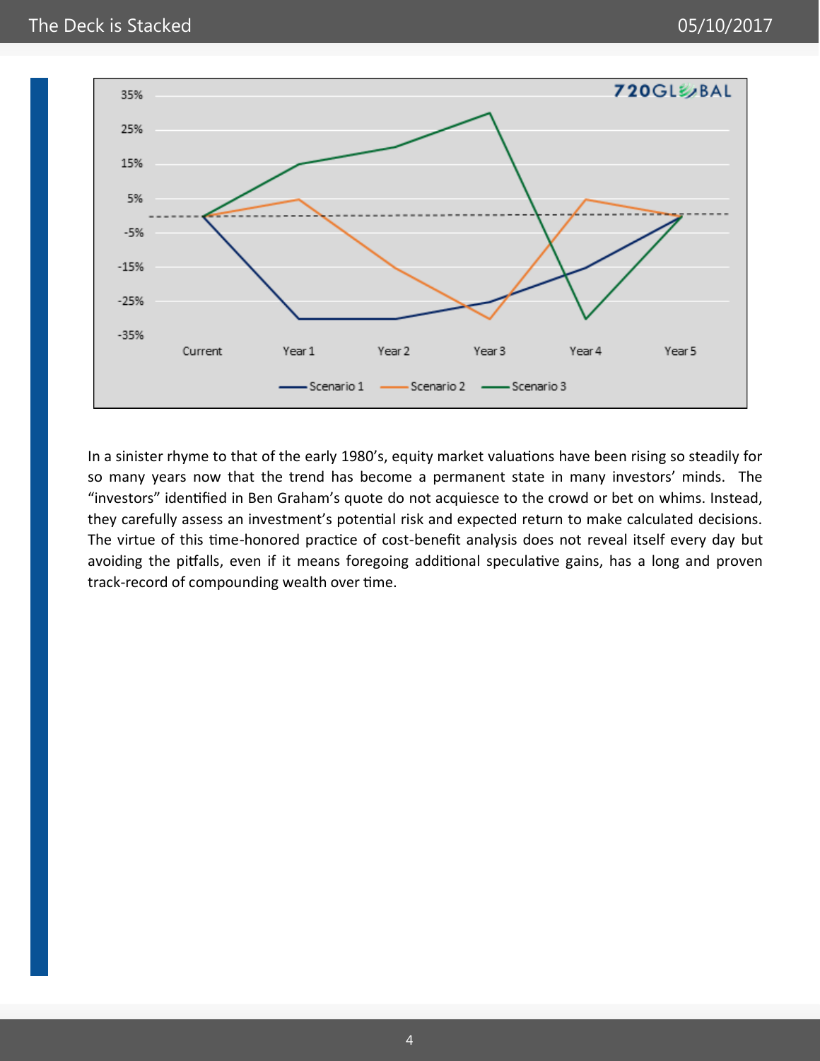In a sinister rhyme to that of the early 1980's, equity market valuations have been rising so steadily for so many years now that the trend has become a permanent state in many investors' minds. The "investors" identified in Ben Graham's quote do not acquiesce to the crowd or bet on whims. Instead, they carefully assess an investment's potential risk and expected return to make calculated decisions. The virtue of this time-honored practice of cost-benefit analysis does not reveal itself every day but avoiding the pitfalls, even if it means foregoing additional speculative gains, has a long and proven track-record of compounding wealth over time.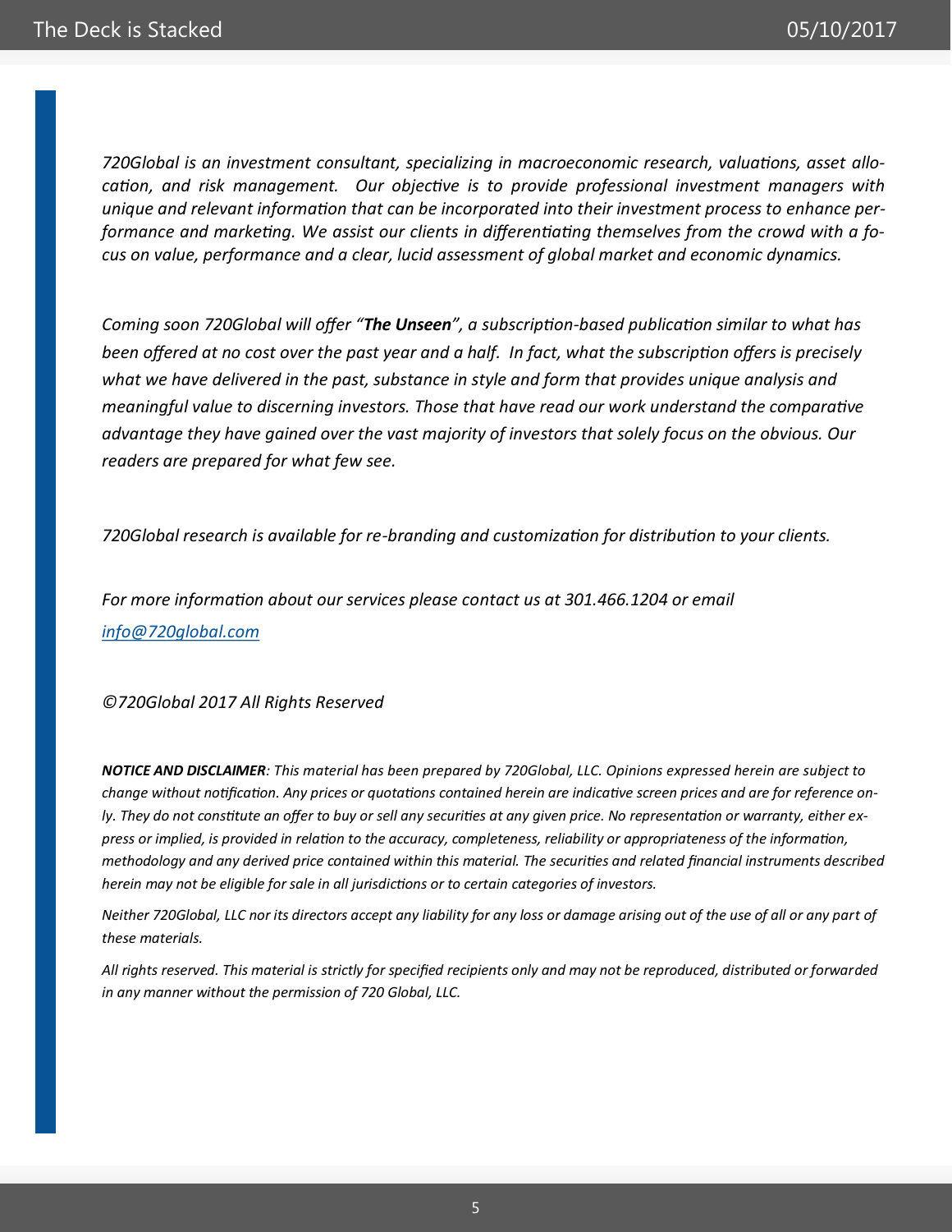*720Global is an investment consultant, specializing in macroeconomic research, valuations, asset allocation, and risk management. Our objective is to provide professional investment managers with unique and relevant information that can be incorporated into their investment process to enhance performance and marketing. We assist our clients in differentiating themselves from the crowd with a focus on value, performance and a clear, lucid assessment of global market and economic dynamics.*

*Coming soon 720Global will offer "**The Unseen**", a subscription-based publication similar to what has been offered at no cost over the past year and a half. In fact, what the subscription offers is precisely what we have delivered in the past, substance in style and form that provides unique analysis and meaningful value to discerning investors. Those that have read our work understand the comparative advantage they have gained over the vast majority of investors that solely focus on the obvious. Our readers are prepared for what few see.*

*720Global research is available for re-branding and customization for distribution to your clients.*

*For more information about our services please contact us at 301.466.1204 or email [info@720global.com](mailto:info@720global.com)*

*©720Global 2017 All Rights Reserved*

***NOTICE AND DISCLAIMER**: This material has been prepared by 720Global, LLC. Opinions expressed herein are subject to change without notification. Any prices or quotations contained herein are indicative screen prices and are for reference only. They do not constitute an offer to buy or sell any securities at any given price. No representation or warranty, either express or implied, is provided in relation to the accuracy, completeness, reliability or appropriateness of the information, methodology and any derived price contained within this material. The securities and related financial instruments described herein may not be eligible for sale in all jurisdictions or to certain categories of investors.*

*Neither 720Global, LLC nor its directors accept any liability for any loss or damage arising out of the use of all or any part of these materials.*

*All rights reserved. This material is strictly for specified recipients only and may not be reproduced, distributed or forwarded in any manner without the permission of 720 Global, LLC.*